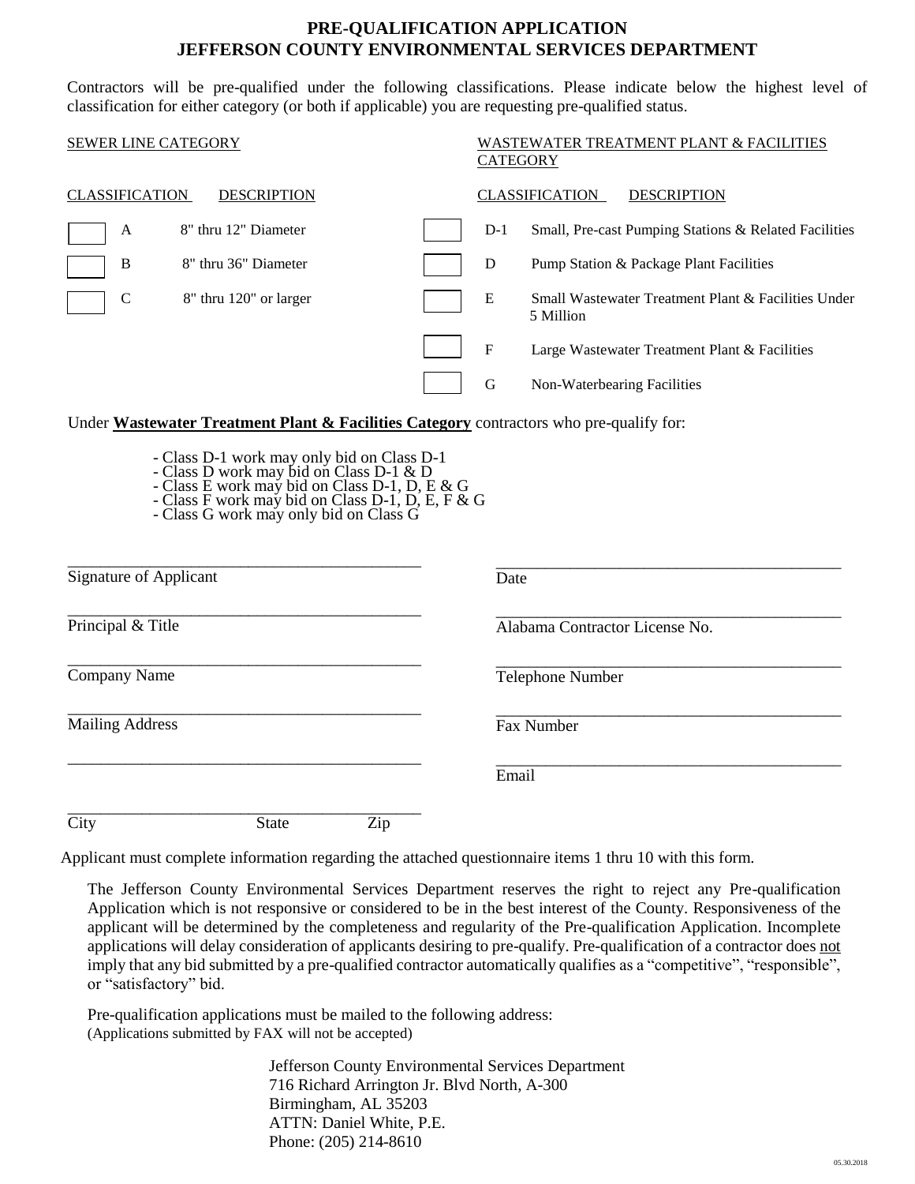# PRE-QUALIFICATION APPLICATION
# JEFFERSON COUNTY ENVIRONMENTAL SERVICES DEPARTMENT

Contractors will be pre-qualified under the following classifications. Please indicate below the highest level of classification for either category (or both if applicable) you are requesting pre-qualified status.

**SEWER LINE CATEGORY**

| | CLASSIFICATION | DESCRIPTION |
|---|---|---|
| ☐ | A | 8" thru 12" Diameter |
| ☐ | B | 8" thru 36" Diameter |
| ☐ | C | 8" thru 120" or larger |

**WASTEWATER TREATMENT PLANT & FACILITIES CATEGORY**

| | CLASSIFICATION | DESCRIPTION |
|---|---|---|
| ☐ | D-1 | Small, Pre-cast Pumping Stations & Related Facilities |
| ☐ | D | Pump Station & Package Plant Facilities |
| ☐ | E | Small Wastewater Treatment Plant & Facilities Under 5 Million |
| ☐ | F | Large Wastewater Treatment Plant & Facilities |
| ☐ | G | Non-Waterbearing Facilities |

Under **Wastewater Treatment Plant & Facilities Category** contractors who pre-qualify for:

- Class D-1 work may only bid on Class D-1
- Class D work may bid on Class D-1 & D
- Class E work may bid on Class D-1, D, E & G
- Class F work may bid on Class D-1, D, E, F & G
- Class G work may only bid on Class G

______________________________ Signature of Applicant

______________________________ Date

______________________________ Principal & Title

______________________________ Alabama Contractor License No.

______________________________ Company Name

______________________________ Telephone Number

______________________________ Mailing Address

______________________________ Fax Number

______________________________

______________________________ Email

______________________________ City State Zip

Applicant must complete information regarding the attached questionnaire items 1 thru 10 with this form.

The Jefferson County Environmental Services Department reserves the right to reject any Pre-qualification Application which is not responsive or considered to be in the best interest of the County. Responsiveness of the applicant will be determined by the completeness and regularity of the Pre-qualification Application. Incomplete applications will delay consideration of applicants desiring to pre-qualify. Pre-qualification of a contractor does not imply that any bid submitted by a pre-qualified contractor automatically qualifies as a "competitive", "responsible", or "satisfactory" bid.

Pre-qualification applications must be mailed to the following address:
(Applications submitted by FAX will not be accepted)

Jefferson County Environmental Services Department
716 Richard Arrington Jr. Blvd North, A-300
Birmingham, AL 35203
ATTN: Daniel White, P.E.
Phone: (205) 214-8610

05.30.2018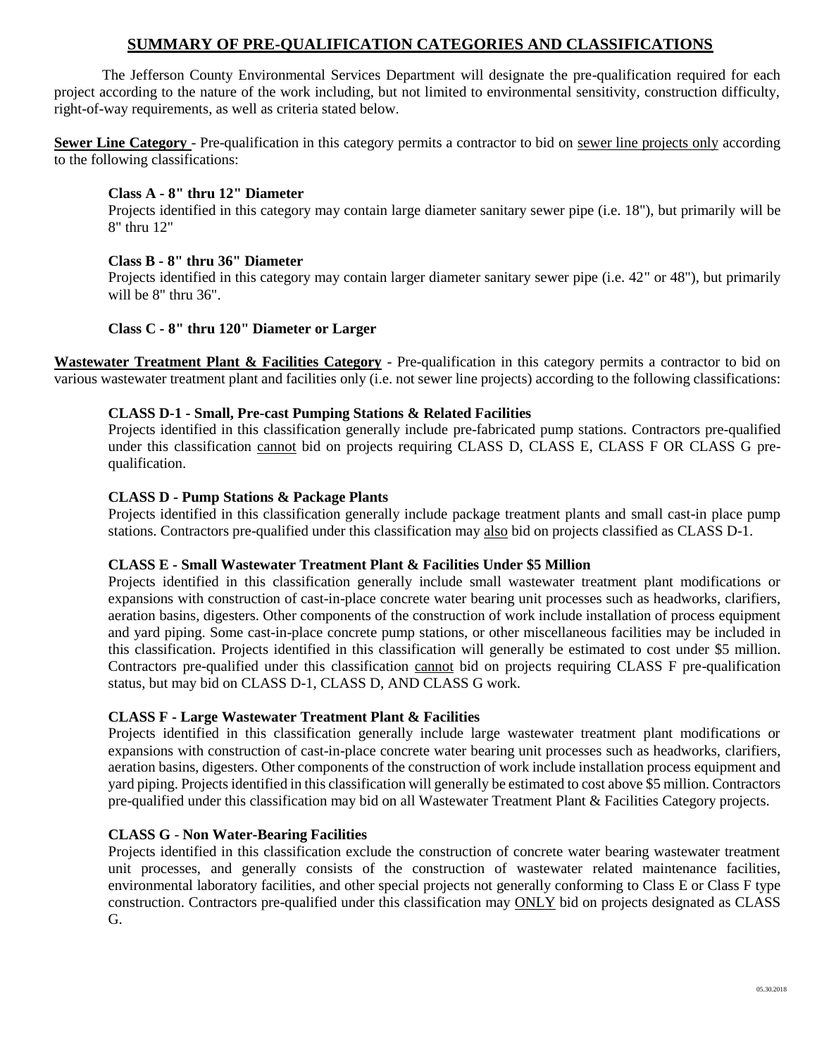# SUMMARY OF PRE-QUALIFICATION CATEGORIES AND CLASSIFICATIONS

The Jefferson County Environmental Services Department will designate the pre-qualification required for each project according to the nature of the work including, but not limited to environmental sensitivity, construction difficulty, right-of-way requirements, as well as criteria stated below.

**Sewer Line Category** - Pre-qualification in this category permits a contractor to bid on sewer line projects only according to the following classifications:

**Class A - 8" thru 12" Diameter**
Projects identified in this category may contain large diameter sanitary sewer pipe (i.e. 18"), but primarily will be 8" thru 12"

**Class B - 8" thru 36" Diameter**
Projects identified in this category may contain larger diameter sanitary sewer pipe (i.e. 42" or 48"), but primarily will be 8" thru 36".

**Class C - 8" thru 120" Diameter or Larger**

**Wastewater Treatment Plant & Facilities Category** - Pre-qualification in this category permits a contractor to bid on various wastewater treatment plant and facilities only (i.e. not sewer line projects) according to the following classifications:

**CLASS D-1 - Small, Pre-cast Pumping Stations & Related Facilities**
Projects identified in this classification generally include pre-fabricated pump stations. Contractors pre-qualified under this classification cannot bid on projects requiring CLASS D, CLASS E, CLASS F OR CLASS G pre-qualification.

**CLASS D - Pump Stations & Package Plants**
Projects identified in this classification generally include package treatment plants and small cast-in place pump stations. Contractors pre-qualified under this classification may also bid on projects classified as CLASS D-1.

**CLASS E - Small Wastewater Treatment Plant & Facilities Under $5 Million**
Projects identified in this classification generally include small wastewater treatment plant modifications or expansions with construction of cast-in-place concrete water bearing unit processes such as headworks, clarifiers, aeration basins, digesters. Other components of the construction of work include installation of process equipment and yard piping. Some cast-in-place concrete pump stations, or other miscellaneous facilities may be included in this classification. Projects identified in this classification will generally be estimated to cost under $5 million. Contractors pre-qualified under this classification cannot bid on projects requiring CLASS F pre-qualification status, but may bid on CLASS D-1, CLASS D, AND CLASS G work.

**CLASS F - Large Wastewater Treatment Plant & Facilities**
Projects identified in this classification generally include large wastewater treatment plant modifications or expansions with construction of cast-in-place concrete water bearing unit processes such as headworks, clarifiers, aeration basins, digesters. Other components of the construction of work include installation process equipment and yard piping. Projects identified in this classification will generally be estimated to cost above $5 million. Contractors pre-qualified under this classification may bid on all Wastewater Treatment Plant & Facilities Category projects.

**CLASS G - Non Water-Bearing Facilities**
Projects identified in this classification exclude the construction of concrete water bearing wastewater treatment unit processes, and generally consists of the construction of wastewater related maintenance facilities, environmental laboratory facilities, and other special projects not generally conforming to Class E or Class F type construction. Contractors pre-qualified under this classification may ONLY bid on projects designated as CLASS G.

05.30.2018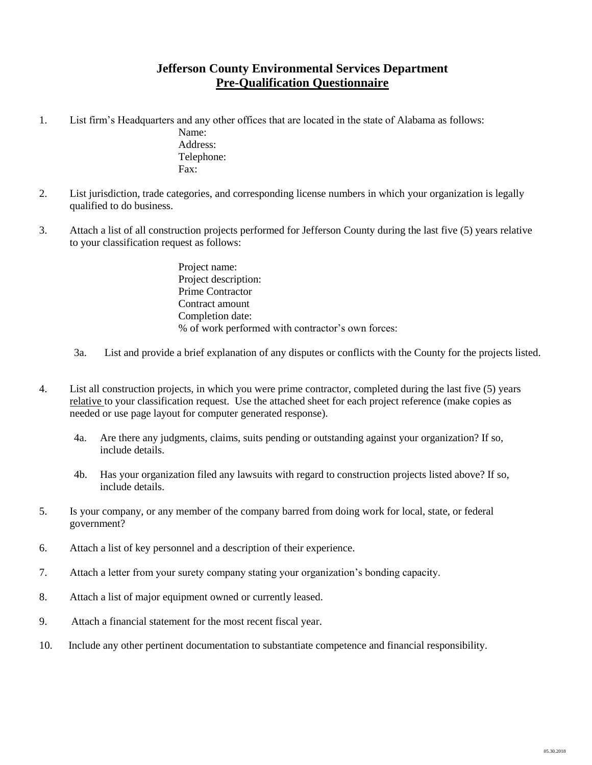# Jefferson County Environmental Services Department

## Pre-Qualification Questionnaire

1. List firm's Headquarters and any other offices that are located in the state of Alabama as follows:

   Name:
   Address:
   Telephone:
   Fax:

2. List jurisdiction, trade categories, and corresponding license numbers in which your organization is legally qualified to do business.

3. Attach a list of all construction projects performed for Jefferson County during the last five (5) years relative to your classification request as follows:

   Project name:
   Project description:
   Prime Contractor
   Contract amount
   Completion date:
   % of work performed with contractor's own forces:

   3a. List and provide a brief explanation of any disputes or conflicts with the County for the projects listed.

4. List all construction projects, in which you were prime contractor, completed during the last five (5) years relative to your classification request. Use the attached sheet for each project reference (make copies as needed or use page layout for computer generated response).

   4a. Are there any judgments, claims, suits pending or outstanding against your organization? If so, include details.

   4b. Has your organization filed any lawsuits with regard to construction projects listed above? If so, include details.

5. Is your company, or any member of the company barred from doing work for local, state, or federal government?

6. Attach a list of key personnel and a description of their experience.

7. Attach a letter from your surety company stating your organization's bonding capacity.

8. Attach a list of major equipment owned or currently leased.

9. Attach a financial statement for the most recent fiscal year.

10. Include any other pertinent documentation to substantiate competence and financial responsibility.

05.30.2018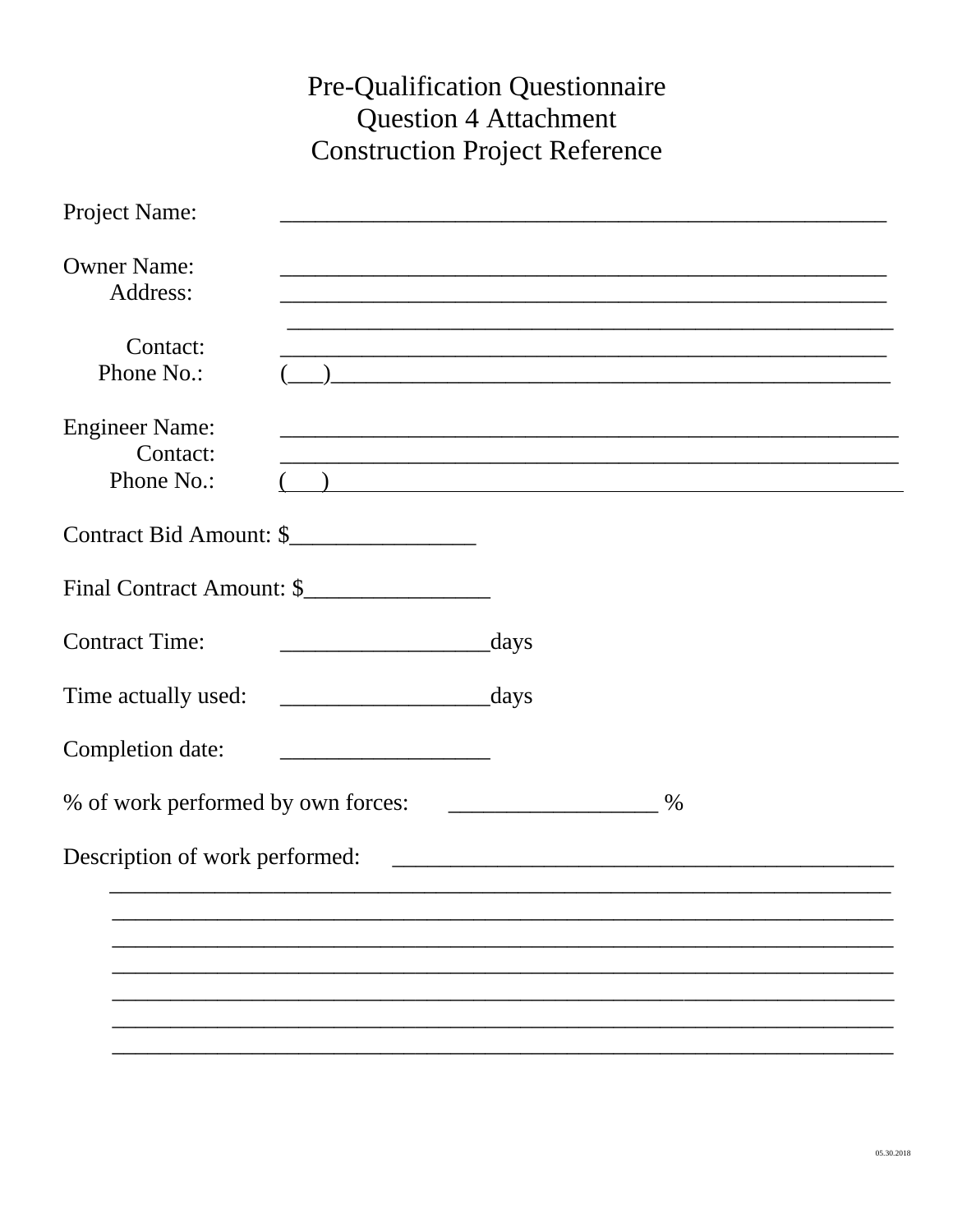# Pre-Qualification Questionnaire
## Question 4 Attachment
## Construction Project Reference

Project Name: _______________________________________________________

Owner Name: _______________________________________________________

Address: _______________________________________________________

_______________________________________________________

Contact: _______________________________________________________

Phone No.: (___)___________________________________________________

Engineer Name: _______________________________________________________

Contact: _______________________________________________________

Phone No.: (    )

Contract Bid Amount: $________________

Final Contract Amount: $________________

Contract Time: __________________days

Time actually used: __________________days

Completion date: __________________

% of work performed by own forces: __________________ %

Description of work performed: _____________________________________________

_______________________________________________________________________

_______________________________________________________________________

_______________________________________________________________________

_______________________________________________________________________

_______________________________________________________________________

_______________________________________________________________________

_______________________________________________________________________

05.30.2018